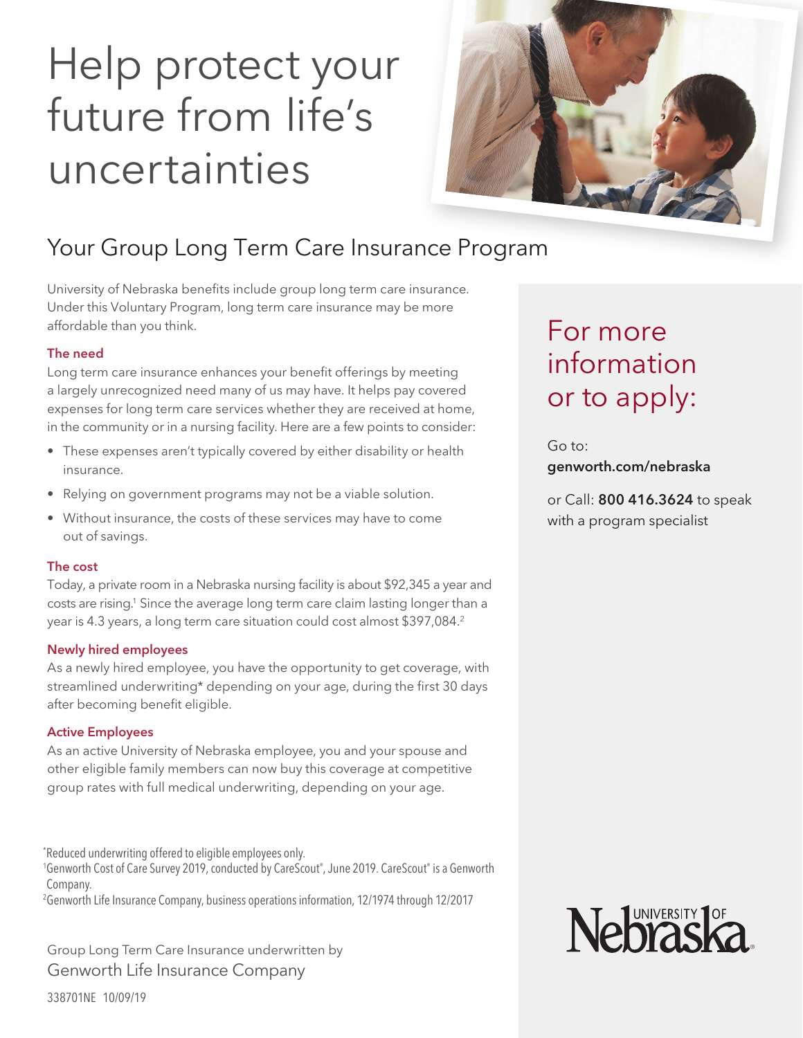# Help protect your future from life's uncertainties

## Your Group Long Term Care Insurance Program

University of Nebraska benefits include group long term care insurance. Under this Voluntary Program, long term care insurance may be more affordable than you think.

### The need

Long term care insurance enhances your benefit offerings by meeting a largely unrecognized need many of us may have. It helps pay covered expenses for long term care services whether they are received at home, in the community or in a nursing facility. Here are a few points to consider:

- These expenses aren't typically covered by either disability or health insurance.
- Relying on government programs may not be a viable solution.
- Without insurance, the costs of these services may have to come out of savings.

### The cost

Today, a private room in a Nebraska nursing facility is about $92,345 a year and costs are rising.[1] Since the average long term care claim lasting longer than a year is 4.3 years, a long term care situation could cost almost $397,084.[2]

### Newly hired employees

As a newly hired employee, you have the opportunity to get coverage, with streamlined underwriting* depending on your age, during the first 30 days after becoming benefit eligible.

### Active Employees

As an active University of Nebraska employee, you and your spouse and other eligible family members can now buy this coverage at competitive group rates with full medical underwriting, depending on your age.

## For more information or to apply:

Go to:
**genworth.com/nebraska**

or Call: **800 416.3624** to speak with a program specialist

*Reduced underwriting offered to eligible employees only.

[1] Genworth Cost of Care Survey 2019, conducted by CareScout®, June 2019. CareScout® is a Genworth Company.

[2] Genworth Life Insurance Company, business operations information, 12/1974 through 12/2017

Group Long Term Care Insurance underwritten by
Genworth Life Insurance Company

University of Nebraska

338701NE 10/09/19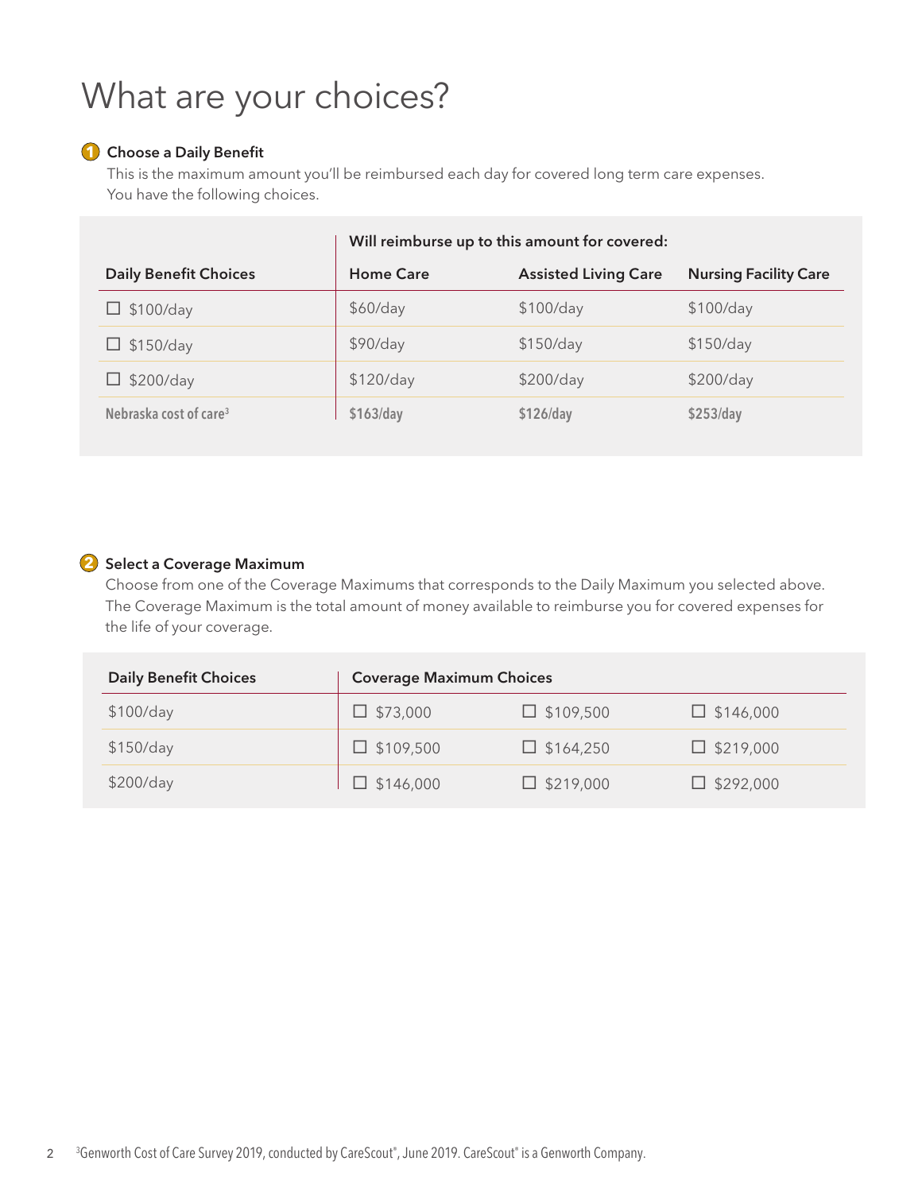# What are your choices?

### 1 Choose a Daily Benefit

This is the maximum amount you'll be reimbursed each day for covered long term care expenses. You have the following choices.

| | Will reimburse up to this amount for covered: | | |
|---|---|---|---|
| **Daily Benefit Choices** | **Home Care** | **Assisted Living Care** | **Nursing Facility Care** |
| ☐ $100/day | $60/day | $100/day | $100/day |
| ☐ $150/day | $90/day | $150/day | $150/day |
| ☐ $200/day | $120/day | $200/day | $200/day |
| **Nebraska cost of care[3]** | **$163/day** | **$126/day** | **$253/day** |

### 2 Select a Coverage Maximum

Choose from one of the Coverage Maximums that corresponds to the Daily Maximum you selected above. The Coverage Maximum is the total amount of money available to reimburse you for covered expenses for the life of your coverage.

| Daily Benefit Choices | Coverage Maximum Choices | | |
|---|---|---|---|
| $100/day | ☐ $73,000 | ☐ $109,500 | ☐ $146,000 |
| $150/day | ☐ $109,500 | ☐ $164,250 | ☐ $219,000 |
| $200/day | ☐ $146,000 | ☐ $219,000 | ☐ $292,000 |

[3]Genworth Cost of Care Survey 2019, conducted by CareScout®, June 2019. CareScout® is a Genworth Company.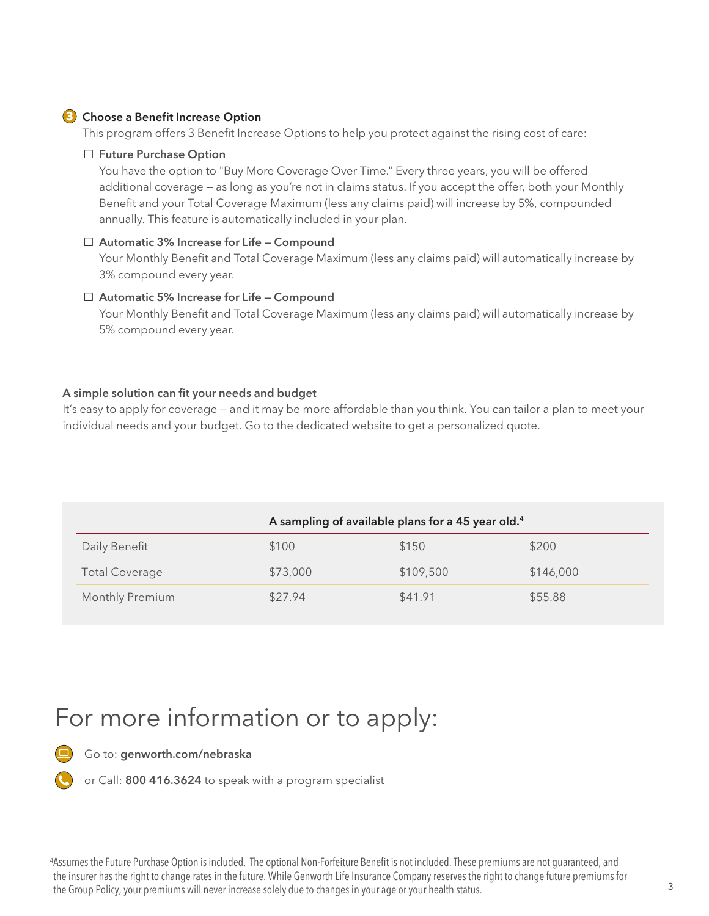### 3 Choose a Benefit Increase Option

This program offers 3 Benefit Increase Options to help you protect against the rising cost of care:

- ☐ **Future Purchase Option**
  You have the option to "Buy More Coverage Over Time." Every three years, you will be offered additional coverage — as long as you're not in claims status. If you accept the offer, both your Monthly Benefit and your Total Coverage Maximum (less any claims paid) will increase by 5%, compounded annually. This feature is automatically included in your plan.

- ☐ **Automatic 3% Increase for Life – Compound**
  Your Monthly Benefit and Total Coverage Maximum (less any claims paid) will automatically increase by 3% compound every year.

- ☐ **Automatic 5% Increase for Life – Compound**
  Your Monthly Benefit and Total Coverage Maximum (less any claims paid) will automatically increase by 5% compound every year.

**A simple solution can fit your needs and budget**

It's easy to apply for coverage — and it may be more affordable than you think. You can tailor a plan to meet your individual needs and your budget. Go to the dedicated website to get a personalized quote.

| | **A sampling of available plans for a 45 year old.[4]** | | |
|---|---|---|---|
| Daily Benefit | $100 | $150 | $200 |
| Total Coverage | $73,000 | $109,500 | $146,000 |
| Monthly Premium | $27.94 | $41.91 | $55.88 |

# For more information or to apply:

Go to: **genworth.com/nebraska**

or Call: **800 416.3624** to speak with a program specialist

[4]Assumes the Future Purchase Option is included. The optional Non-Forfeiture Benefit is not included. These premiums are not guaranteed, and the insurer has the right to change rates in the future. While Genworth Life Insurance Company reserves the right to change future premiums for the Group Policy, your premiums will never increase solely due to changes in your age or your health status.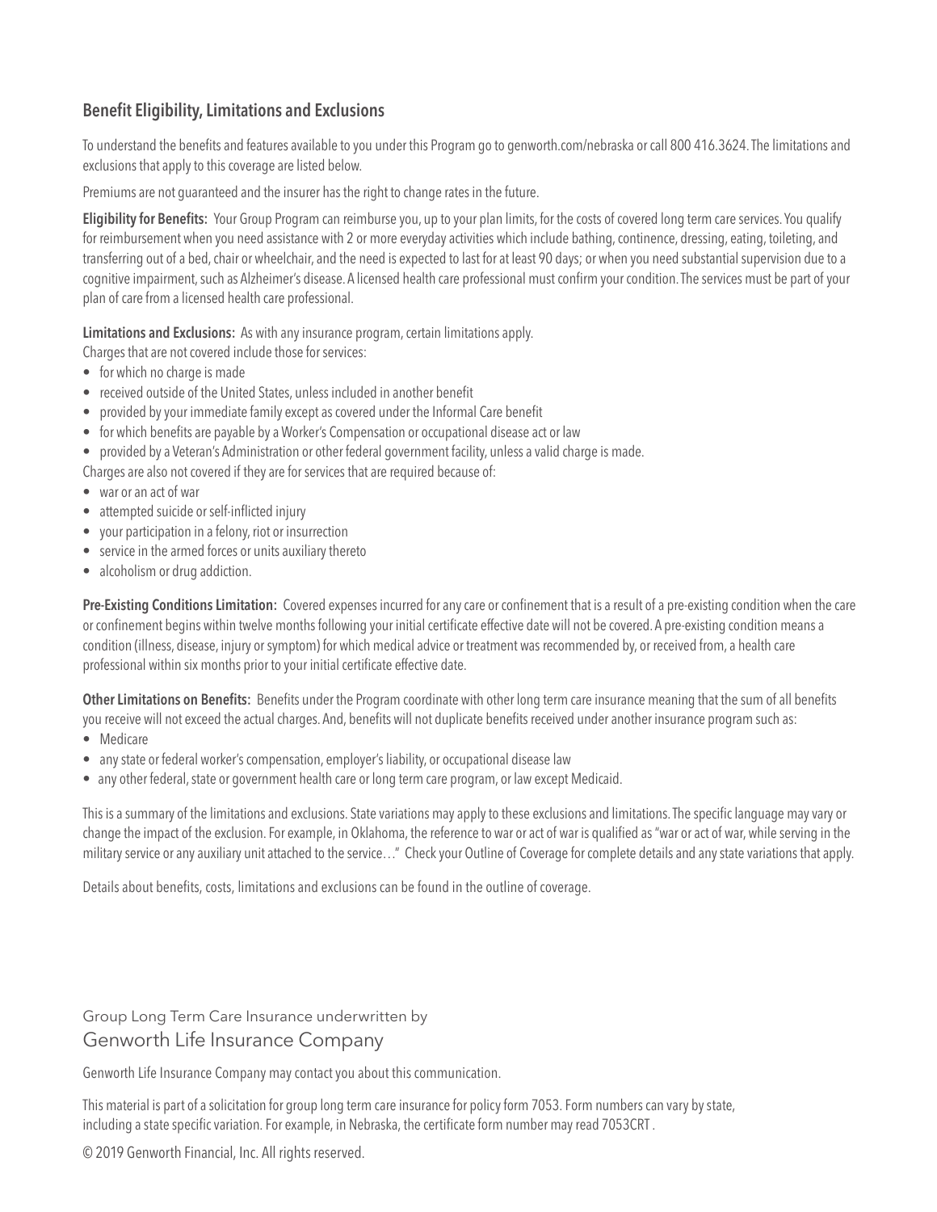## Benefit Eligibility, Limitations and Exclusions

To understand the benefits and features available to you under this Program go to genworth.com/nebraska or call 800 416.3624. The limitations and exclusions that apply to this coverage are listed below.

Premiums are not guaranteed and the insurer has the right to change rates in the future.

**Eligibility for Benefits:** Your Group Program can reimburse you, up to your plan limits, for the costs of covered long term care services. You qualify for reimbursement when you need assistance with 2 or more everyday activities which include bathing, continence, dressing, eating, toileting, and transferring out of a bed, chair or wheelchair, and the need is expected to last for at least 90 days; or when you need substantial supervision due to a cognitive impairment, such as Alzheimer's disease. A licensed health care professional must confirm your condition. The services must be part of your plan of care from a licensed health care professional.

**Limitations and Exclusions:** As with any insurance program, certain limitations apply.
Charges that are not covered include those for services:

- for which no charge is made
- received outside of the United States, unless included in another benefit
- provided by your immediate family except as covered under the Informal Care benefit
- for which benefits are payable by a Worker's Compensation or occupational disease act or law
- provided by a Veteran's Administration or other federal government facility, unless a valid charge is made.

Charges are also not covered if they are for services that are required because of:

- war or an act of war
- attempted suicide or self-inflicted injury
- your participation in a felony, riot or insurrection
- service in the armed forces or units auxiliary thereto
- alcoholism or drug addiction.

**Pre-Existing Conditions Limitation:** Covered expenses incurred for any care or confinement that is a result of a pre-existing condition when the care or confinement begins within twelve months following your initial certificate effective date will not be covered. A pre-existing condition means a condition (illness, disease, injury or symptom) for which medical advice or treatment was recommended by, or received from, a health care professional within six months prior to your initial certificate effective date.

**Other Limitations on Benefits:** Benefits under the Program coordinate with other long term care insurance meaning that the sum of all benefits you receive will not exceed the actual charges. And, benefits will not duplicate benefits received under another insurance program such as:

- Medicare
- any state or federal worker's compensation, employer's liability, or occupational disease law
- any other federal, state or government health care or long term care program, or law except Medicaid.

This is a summary of the limitations and exclusions. State variations may apply to these exclusions and limitations. The specific language may vary or change the impact of the exclusion. For example, in Oklahoma, the reference to war or act of war is qualified as "war or act of war, while serving in the military service or any auxiliary unit attached to the service…" Check your Outline of Coverage for complete details and any state variations that apply.

Details about benefits, costs, limitations and exclusions can be found in the outline of coverage.

Group Long Term Care Insurance underwritten by
Genworth Life Insurance Company

Genworth Life Insurance Company may contact you about this communication.

This material is part of a solicitation for group long term care insurance for policy form 7053. Form numbers can vary by state, including a state specific variation. For example, in Nebraska, the certificate form number may read 7053CRT .

© 2019 Genworth Financial, Inc. All rights reserved.